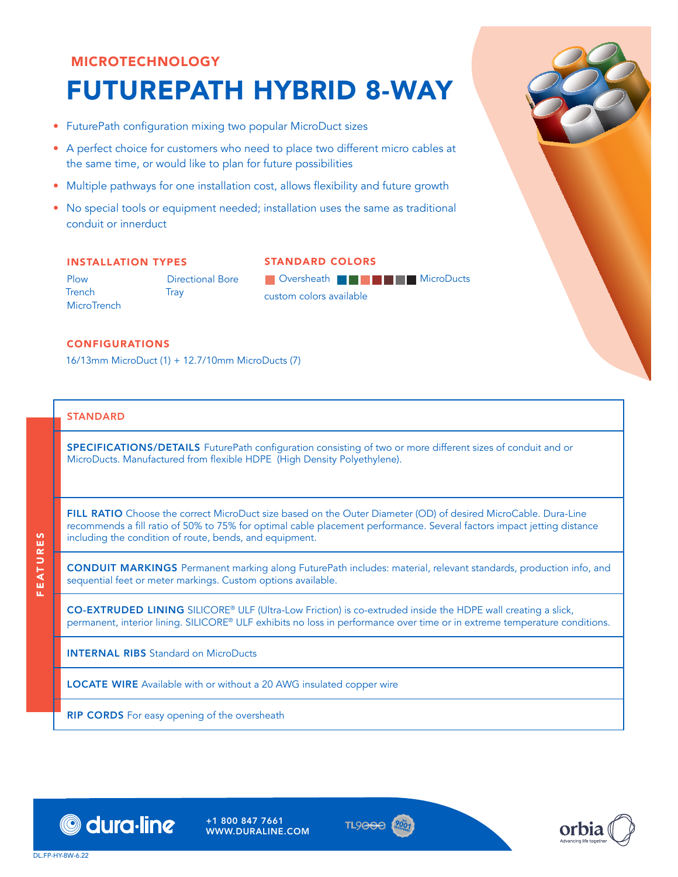## MICROTECHNOLOGY

# FUTUREPATH HYBRID 8-WAY

- FuturePath configuration mixing two popular MicroDuct sizes
- A perfect choice for customers who need to place two different micro cables at the same time, or would like to plan for future possibilities
- Multiple pathways for one installation cost, allows flexibility and future growth
- No special tools or equipment needed; installation uses the same as traditional conduit or innerduct

### INSTALLATION TYPES

Plow
Trench
MicroTrench
Directional Bore
Tray

### STANDARD COLORS

Oversheath ■ ■ ■ ■ ■ ■ ■ MicroDucts

custom colors available

### CONFIGURATIONS

16/13mm MicroDuct (1) + 12.7/10mm MicroDucts (7)

## FEATURES

### STANDARD

**SPECIFICATIONS/DETAILS** FuturePath configuration consisting of two or more different sizes of conduit and or MicroDucts. Manufactured from flexible HDPE (High Density Polyethylene).

**FILL RATIO** Choose the correct MicroDuct size based on the Outer Diameter (OD) of desired MicroCable. Dura-Line recommends a fill ratio of 50% to 75% for optimal cable placement performance. Several factors impact jetting distance including the condition of route, bends, and equipment.

**CONDUIT MARKINGS** Permanent marking along FuturePath includes: material, relevant standards, production info, and sequential feet or meter markings. Custom options available.

**CO-EXTRUDED LINING** SILICORE® ULF (Ultra-Low Friction) is co-extruded inside the HDPE wall creating a slick, permanent, interior lining. SILICORE® ULF exhibits no loss in performance over time or in extreme temperature conditions.

**INTERNAL RIBS** Standard on MicroDucts

**LOCATE WIRE** Available with or without a 20 AWG insulated copper wire

**RIP CORDS** For easy opening of the oversheath

dura·line +1 800 847 7661 WWW.DURALINE.COM

DL.FP-HY-8W-6.22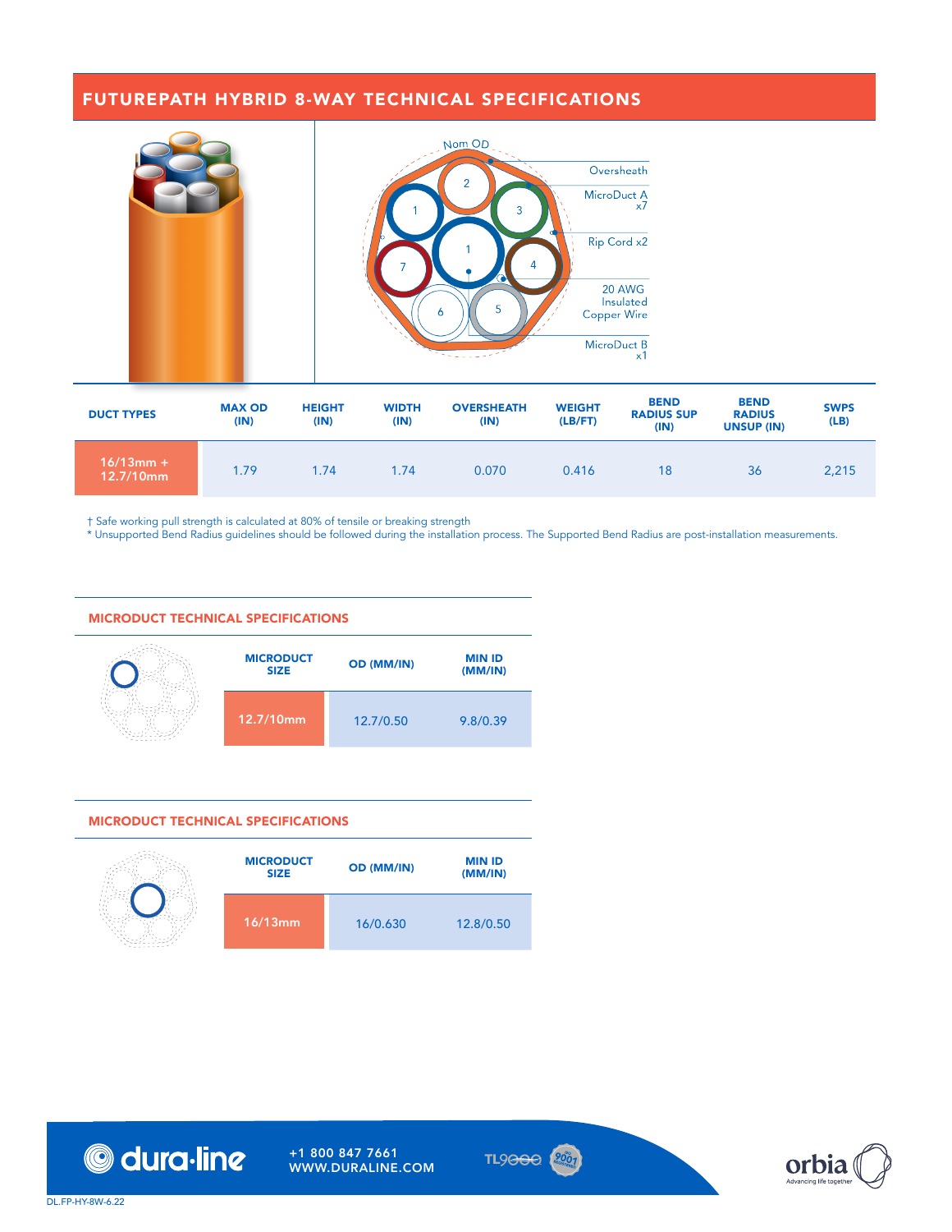## FUTUREPATH HYBRID 8-WAY TECHNICAL SPECIFICATIONS

Nom OD

Oversheath

MicroDuct A x7

Rip Cord x2

20 AWG Insulated Copper Wire

MicroDuct B x1

| DUCT TYPES | MAX OD (IN) | HEIGHT (IN) | WIDTH (IN) | OVERSHEATH (IN) | WEIGHT (LB/FT) | BEND RADIUS SUP (IN) | BEND RADIUS UNSUP (IN) | SWPS (LB) |
|---|---|---|---|---|---|---|---|---|
| 16/13mm + 12.7/10mm | 1.79 | 1.74 | 1.74 | 0.070 | 0.416 | 18 | 36 | 2,215 |

† Safe working pull strength is calculated at 80% of tensile or breaking strength
* Unsupported Bend Radius guidelines should be followed during the installation process. The Supported Bend Radius are post-installation measurements.

### MICRODUCT TECHNICAL SPECIFICATIONS

| MICRODUCT SIZE | OD (MM/IN) | MIN ID (MM/IN) |
|---|---|---|
| 12.7/10mm | 12.7/0.50 | 9.8/0.39 |

### MICRODUCT TECHNICAL SPECIFICATIONS

| MICRODUCT SIZE | OD (MM/IN) | MIN ID (MM/IN) |
|---|---|---|
| 16/13mm | 16/0.630 | 12.8/0.50 |

dura·line

+1 800 847 7661
WWW.DURALINE.COM

orbia
Advancing life together

DL.FP-HY-8W-6.22